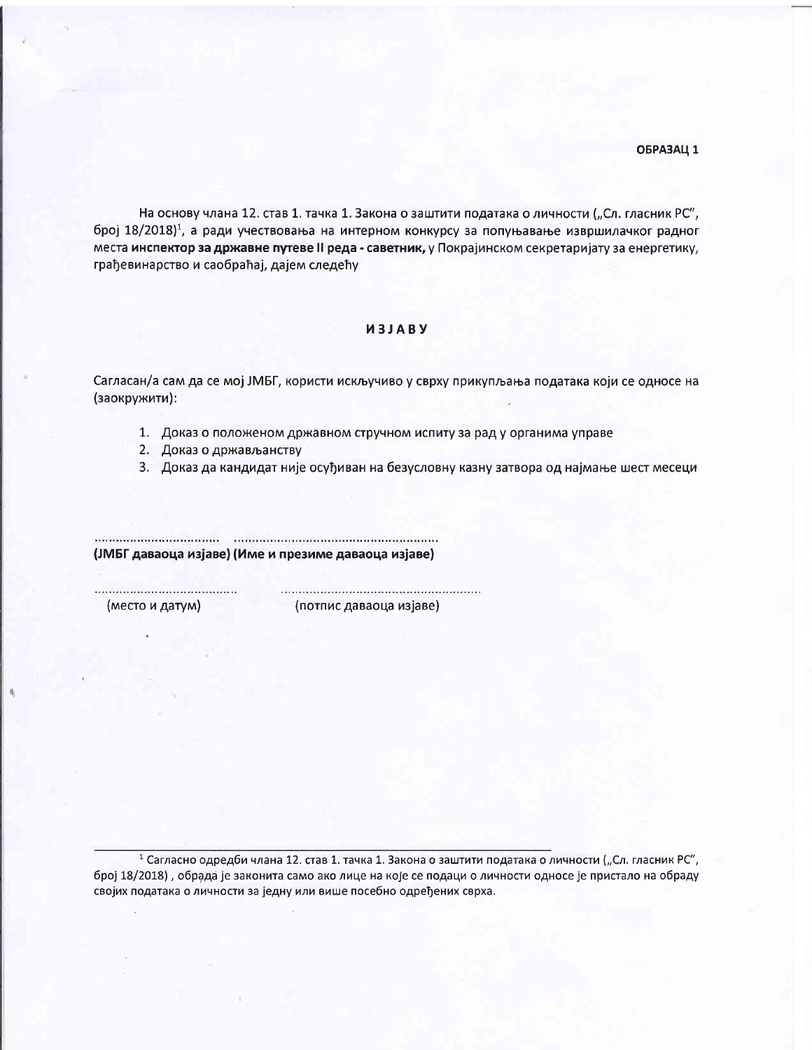**ОБРАЗАЦ 1**

На основу члана 12. став 1. тачка 1. Закона о заштити података о личности („Сл. гласник РС", број 18/2018)[1], а ради учествовања на интерном конкурсу за попуњавање извршилачког радног места **инспектор за државне путеве II реда - саветник,** у Покрајинском секретаријату за енергетику, грађевинарство и саобраћај, дајем следећу

## **И З Ј А В У**

Сагласан/а сам да се мој ЈМБГ, користи искључиво у сврху прикупљања података који се односе на (заокружити):

1. Доказ о положеном државном стручном испиту за рад у органима управе
2. Доказ о држављанству
3. Доказ да кандидат није осуђиван на безусловну казну затвора од најмање шест месеци

................................ ......................................................

**(ЈМБГ даваоца изјаве) (Име и презиме даваоца изјаве)**

...................................... ......................................................

(место и датум) (потпис даваоца изјаве)

---

[1] Сагласно одредби члана 12. став 1. тачка 1. Закона о заштити података о личности („Сл. гласник РС", број 18/2018) , обрада је законита само ако лице на које се подаци о личности односе је пристало на обраду својих података о личности за једну или више посебно одређених сврха.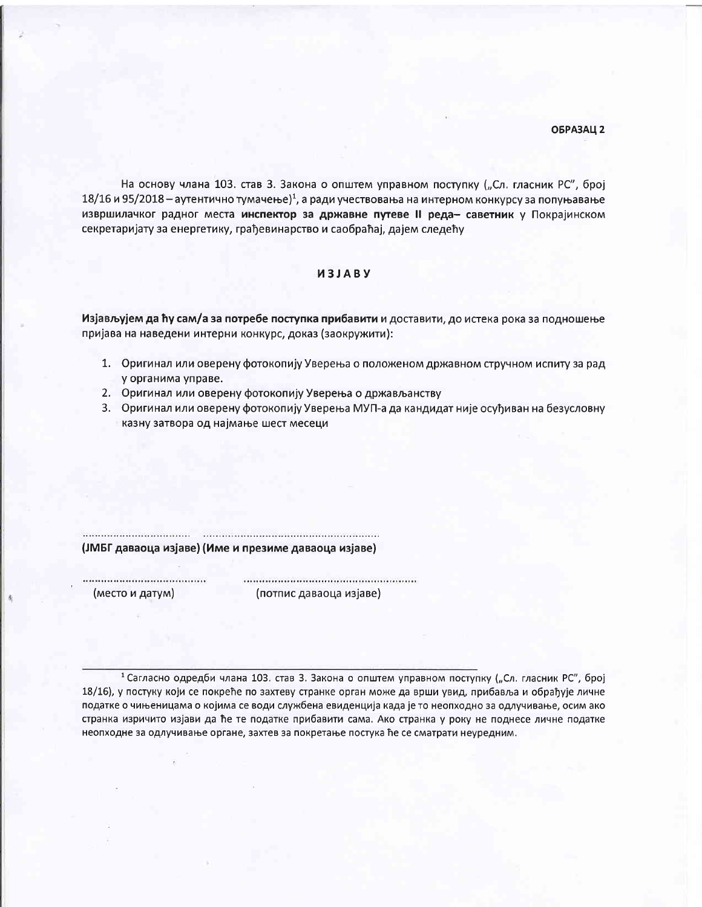**ОБРАЗАЦ 2**

На основу члана 103. став 3. Закона о општем управном поступку („Сл. гласник РС", број 18/16 и 95/2018 – аутентично тумачење)[1], а ради учествовања на интерном конкурсу за попуњавање **извршилачког радног места инспектор за државне путеве II реда– саветник** у Покрајинском секретаријату за енергетику, грађевинарство и саобраћај, дајем следећу

**ИЗЈАВУ**

**Изјављујем да ћу сам/а за потребе поступка прибавити** и доставити, до истека рока за подношење пријава на наведени интерни конкурс, доказ (заокружити):

1. Оригинал или оверену фотокопију Уверења о положеном државном стручном испиту за рад у органима управе.
2. Оригинал или оверену фотокопију Уверења о држављанству
3. Оригинал или оверену фотокопију Уверења МУП-а да кандидат није осуђиван на безусловну казну затвора од најмање шест месеци

.................................. ..........................................................

**(ЈМБГ даваоца изјаве) (Име и презиме даваоца изјаве)**

........................................ ........................................................

(место и датум) (потпис даваоца изјаве)

---

[1] Сагласно одредби члана 103. став 3. Закона о општем управном поступку („Сл. гласник РС", број 18/16), у постуку који се покреће по захтеву странке орган може да врши увид, прибавља и обрађује личне податке о чињеницама о којима се води службена евиденција када је то неопходно за одлучивање, осим ако странка изричито изјави да ће те податке прибавити сама. Ако странка у року не поднесе личне податке неопходне за одлучивање органе, захтев за покретање постука ће се сматрати неуредним.